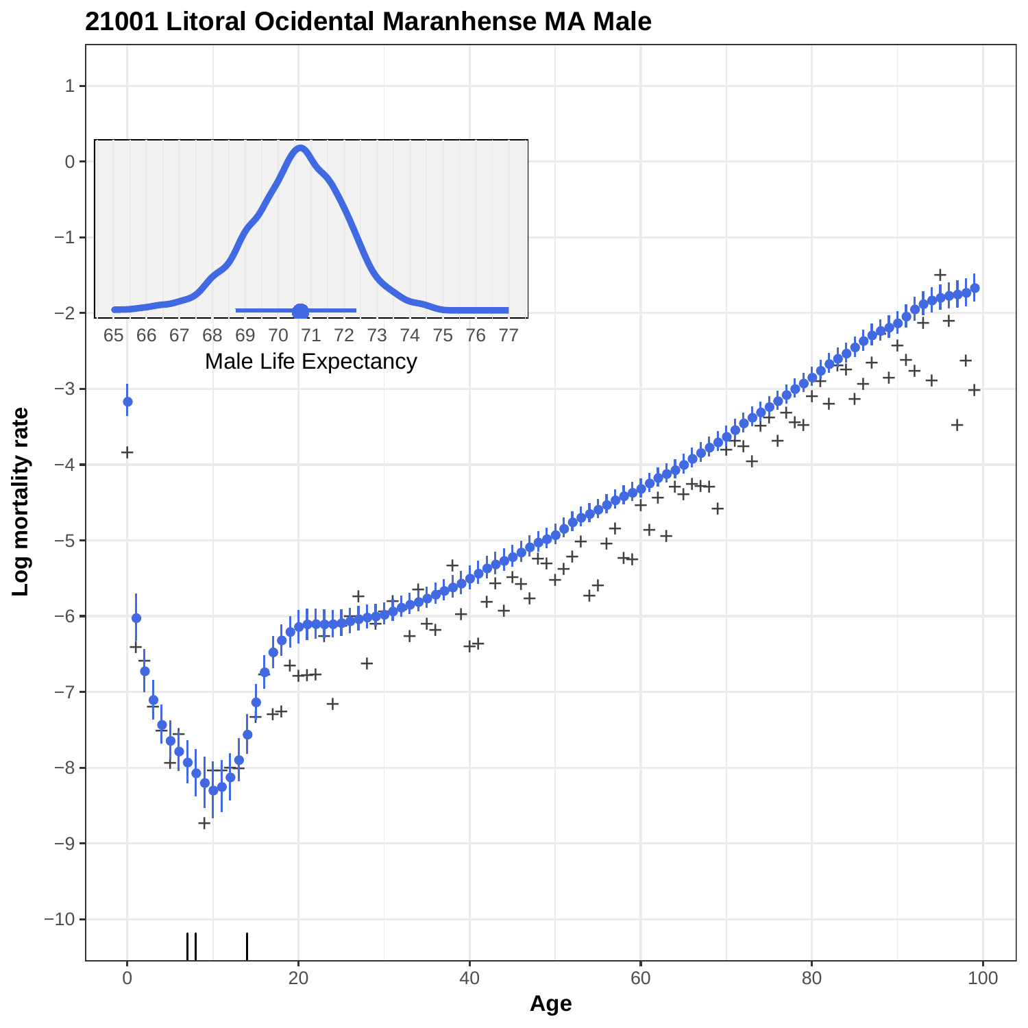# 21001 Litoral Ocidental Maranhense MA Male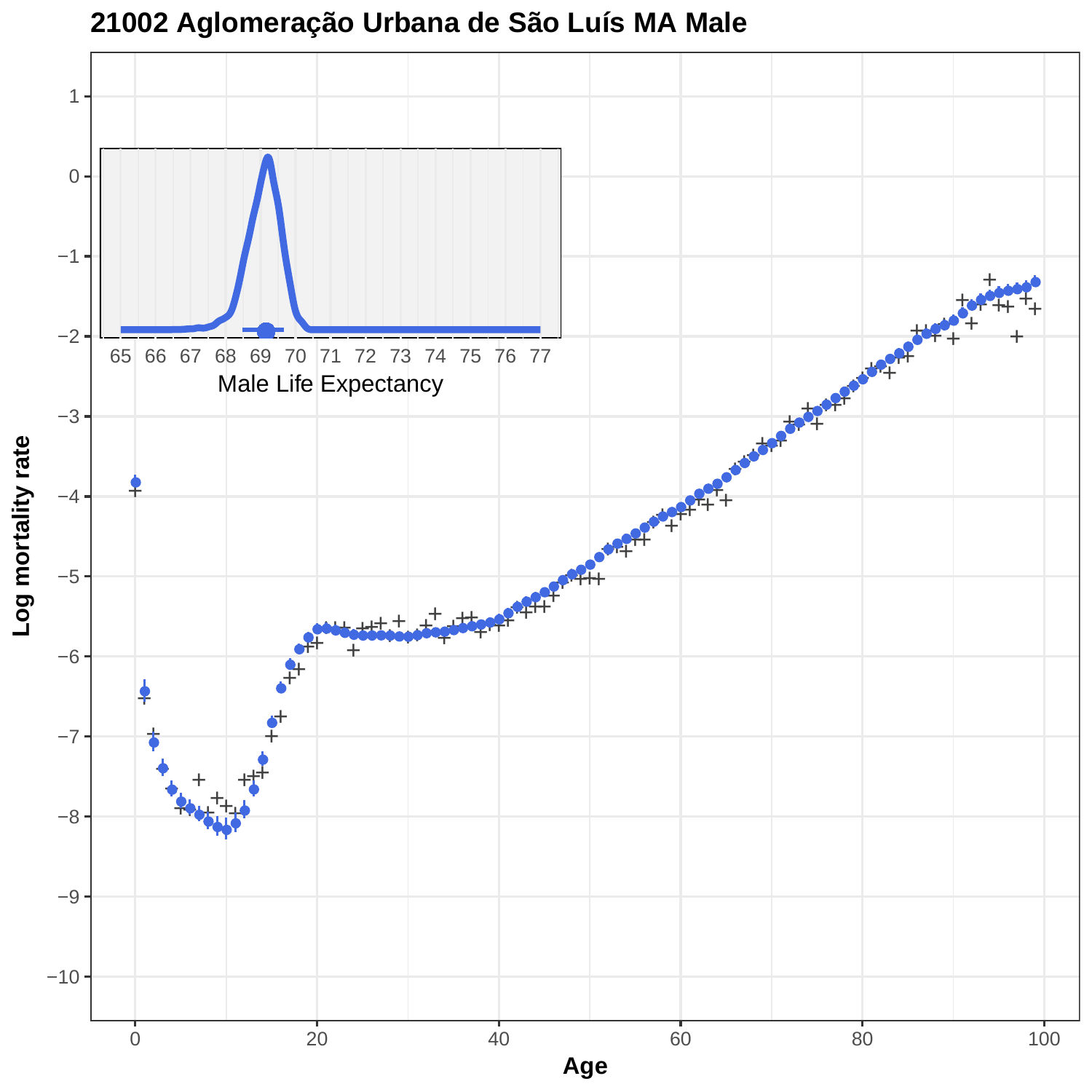# 21002 Aglomeração Urbana de São Luís MA Male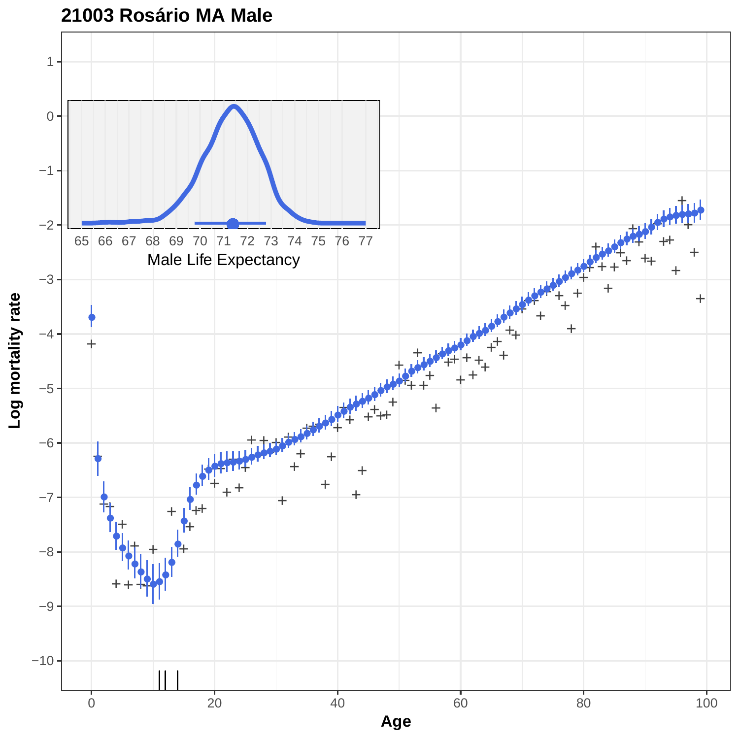**21003 Rosário MA Male**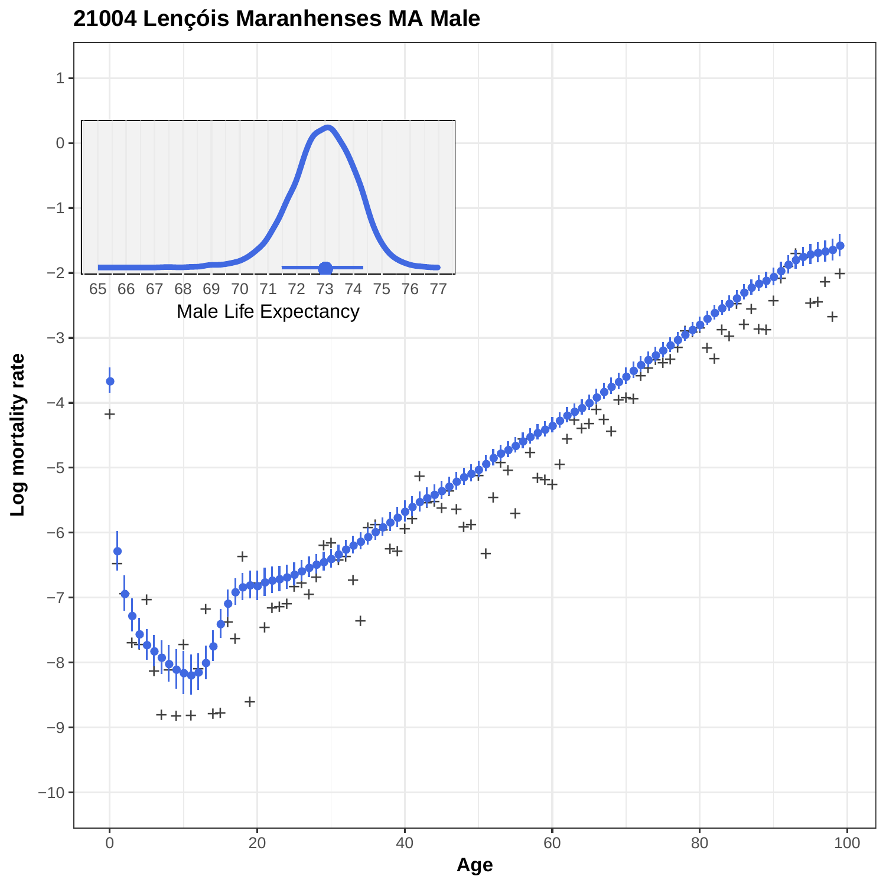## 21004 Lençóis Maranhenses MA Male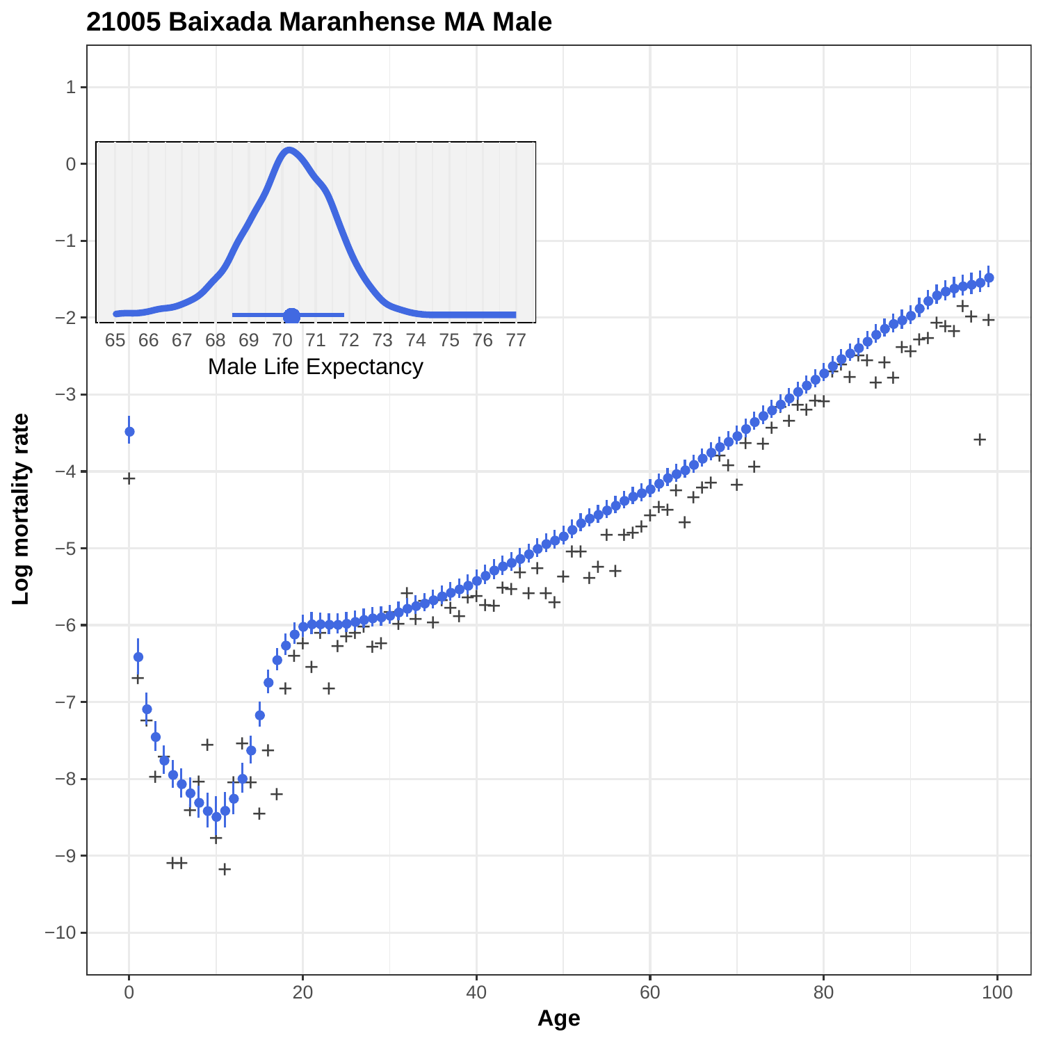**21005 Baixada Maranhense MA Male**

Male Life Expectancy

Log mortality rate

Age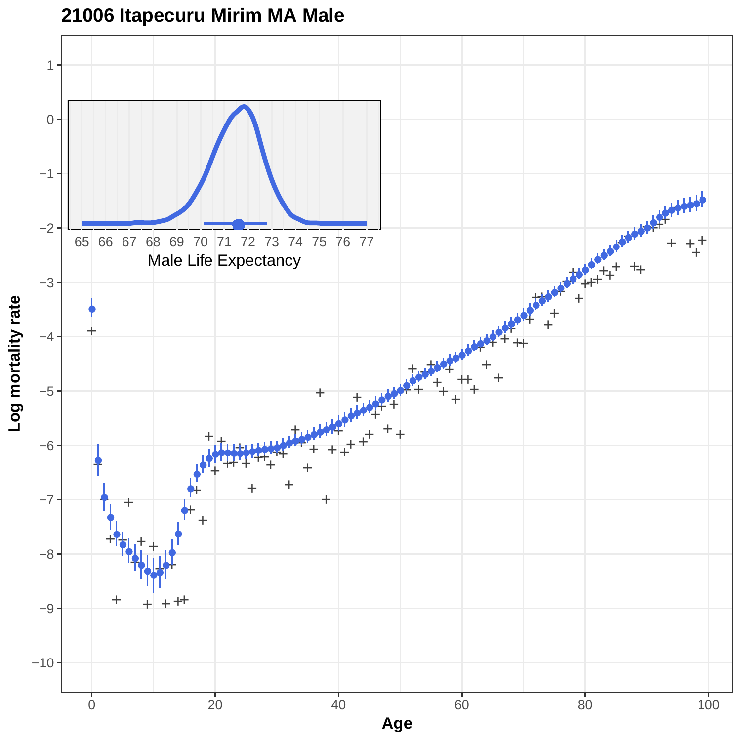# 21006 Itapecuru Mirim MA Male

Male Life Expectancy

Log mortality rate

Age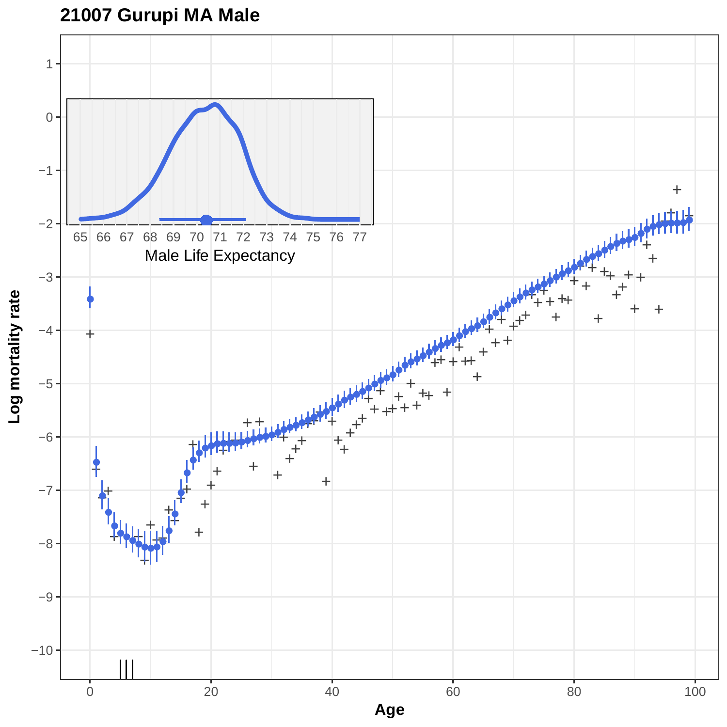# 21007 Gurupi MA Male

Male Life Expectancy

Log mortality rate

Age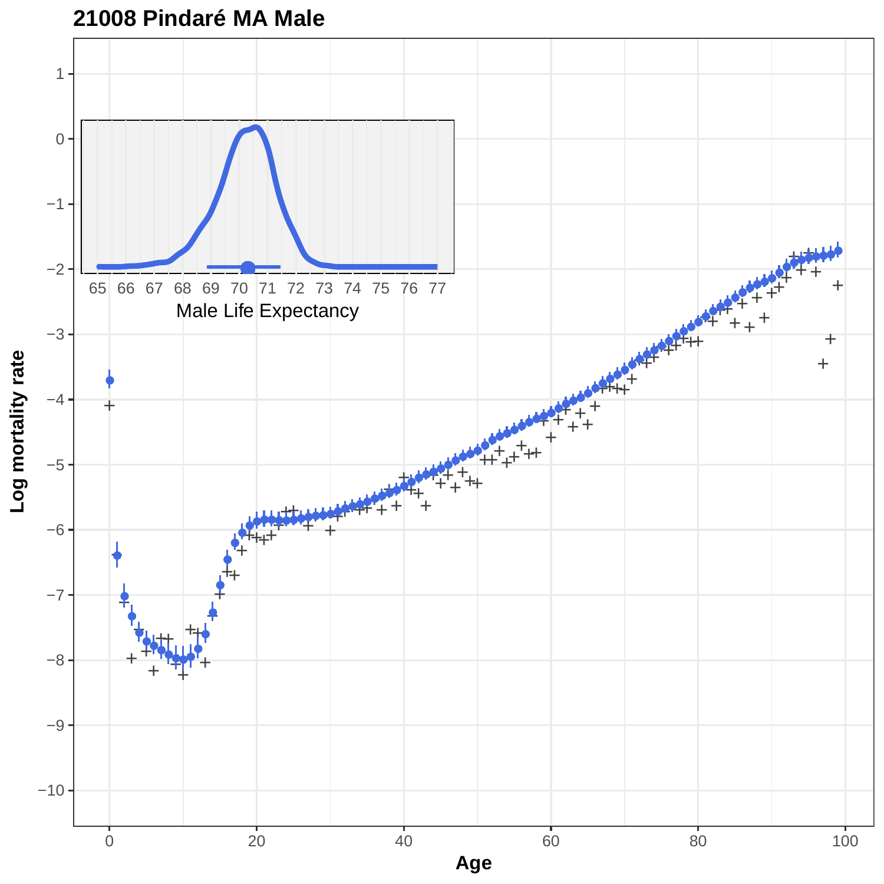# 21008 Pindaré MA Male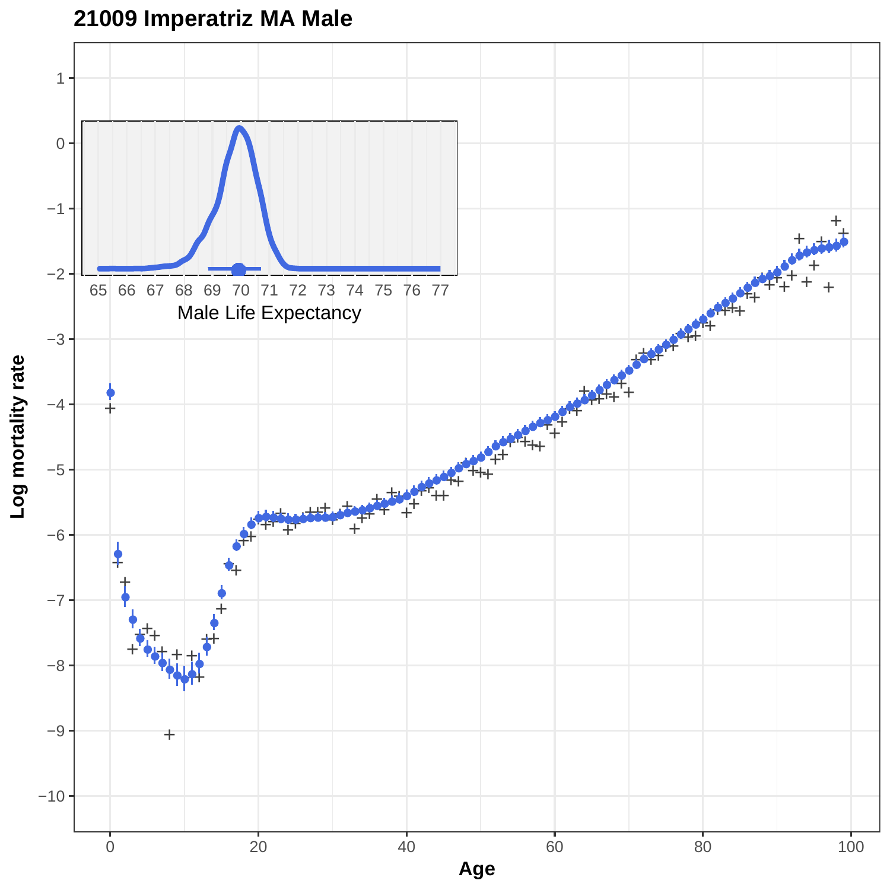## 21009 Imperatriz MA Male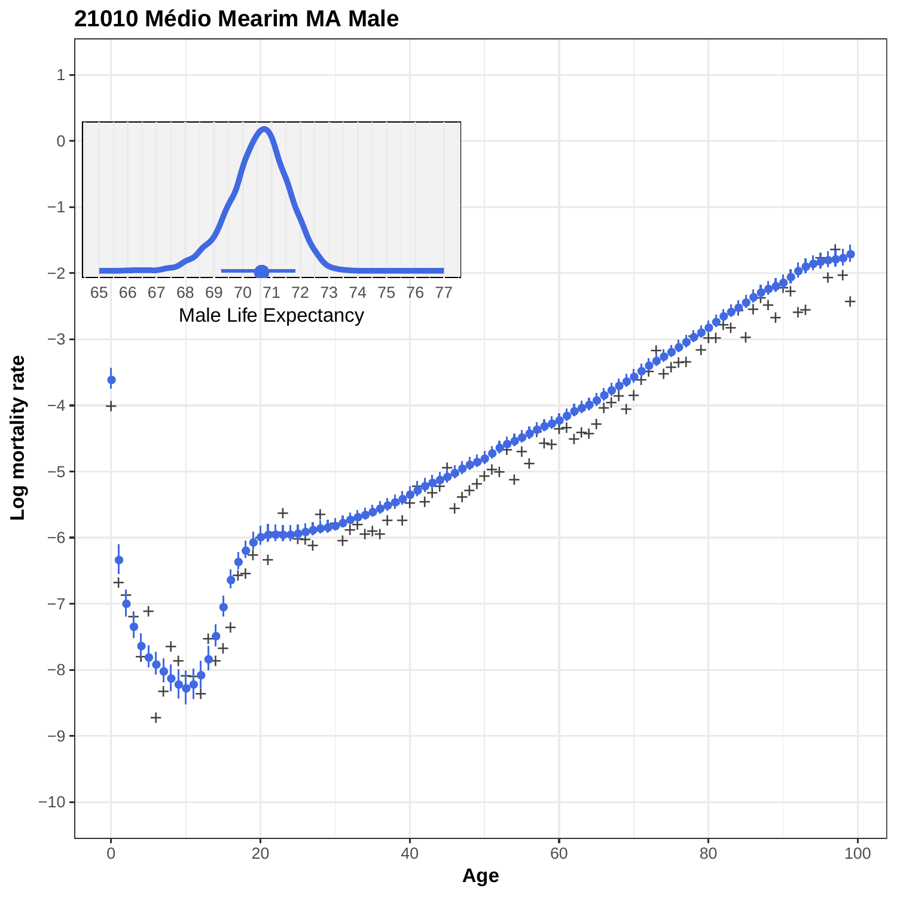**21010 Médio Mearim MA Male**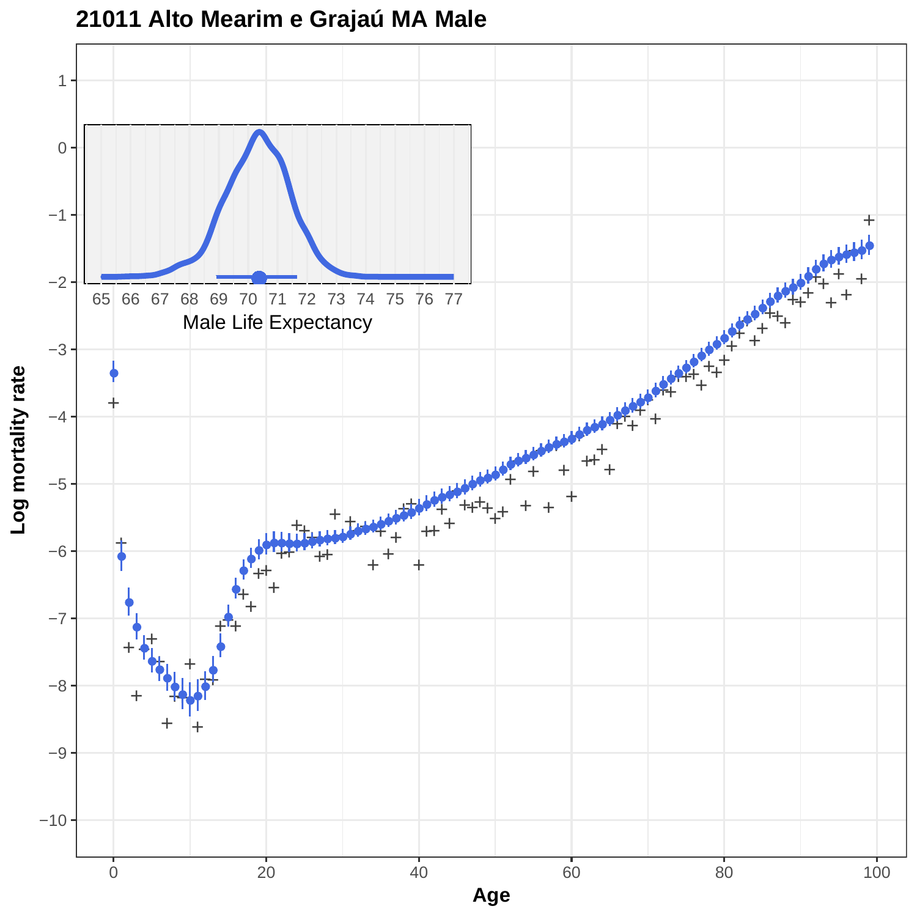# 21011 Alto Mearim e Grajaú MA Male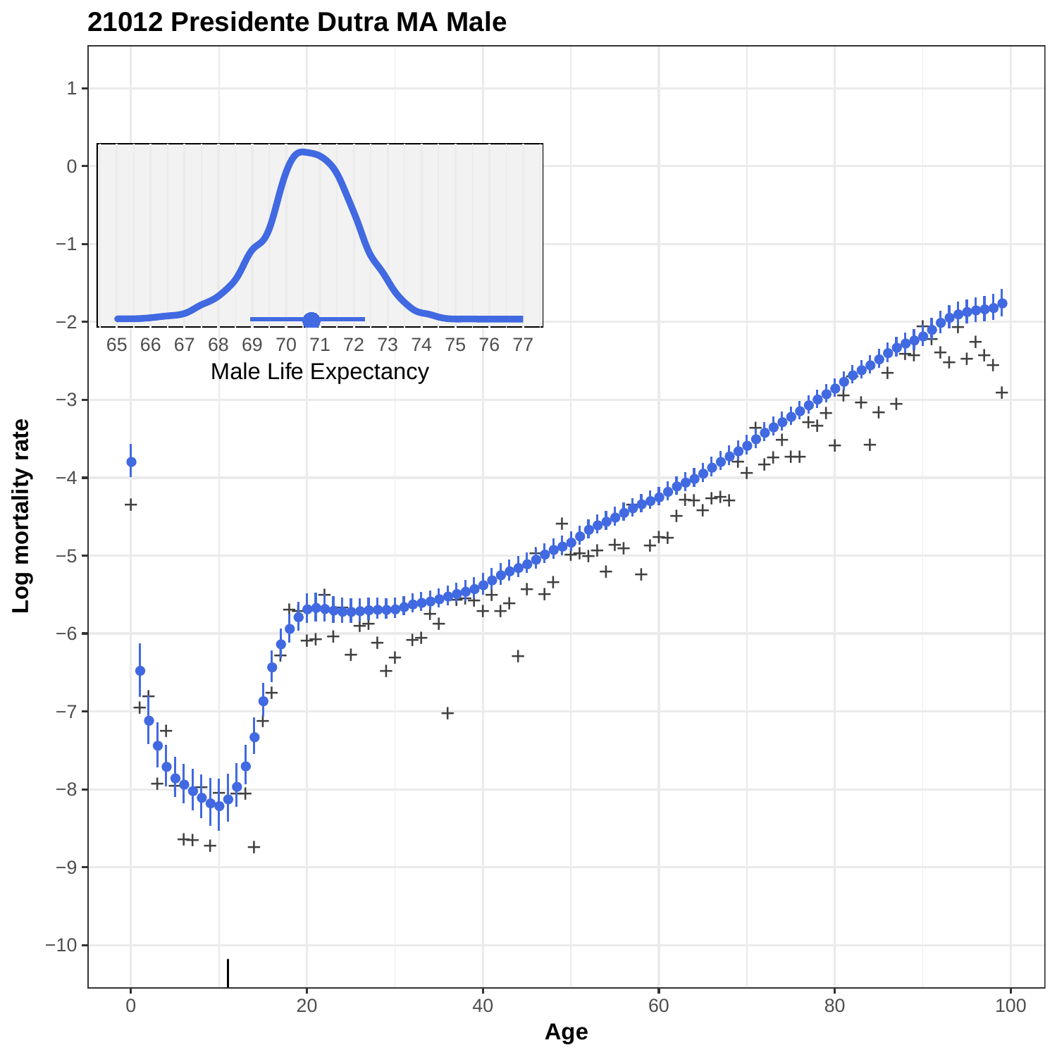## 21012 Presidente Dutra MA Male

Male Life Expectancy

Log mortality rate

Age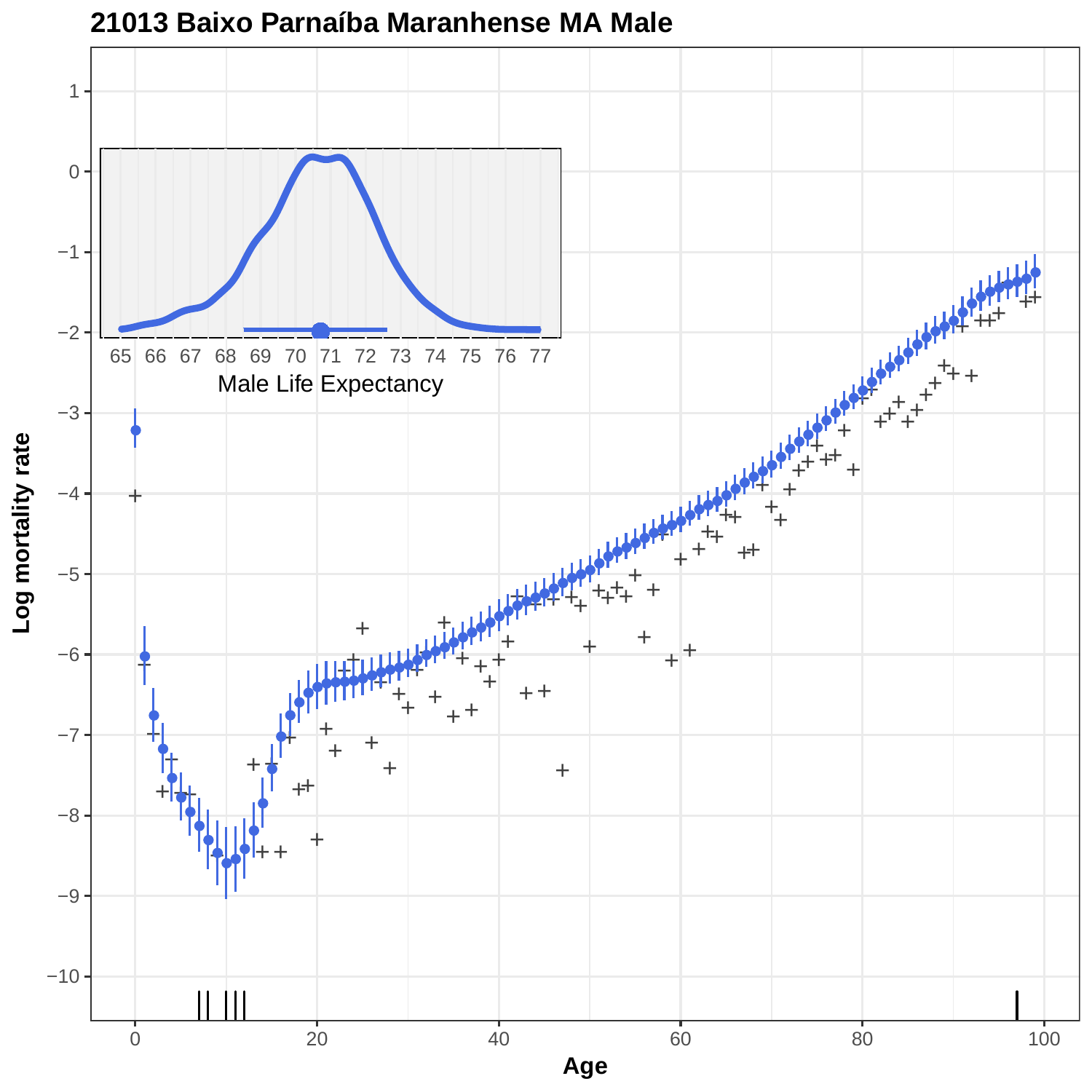## 21013 Baixo Parnaíba Maranhense MA Male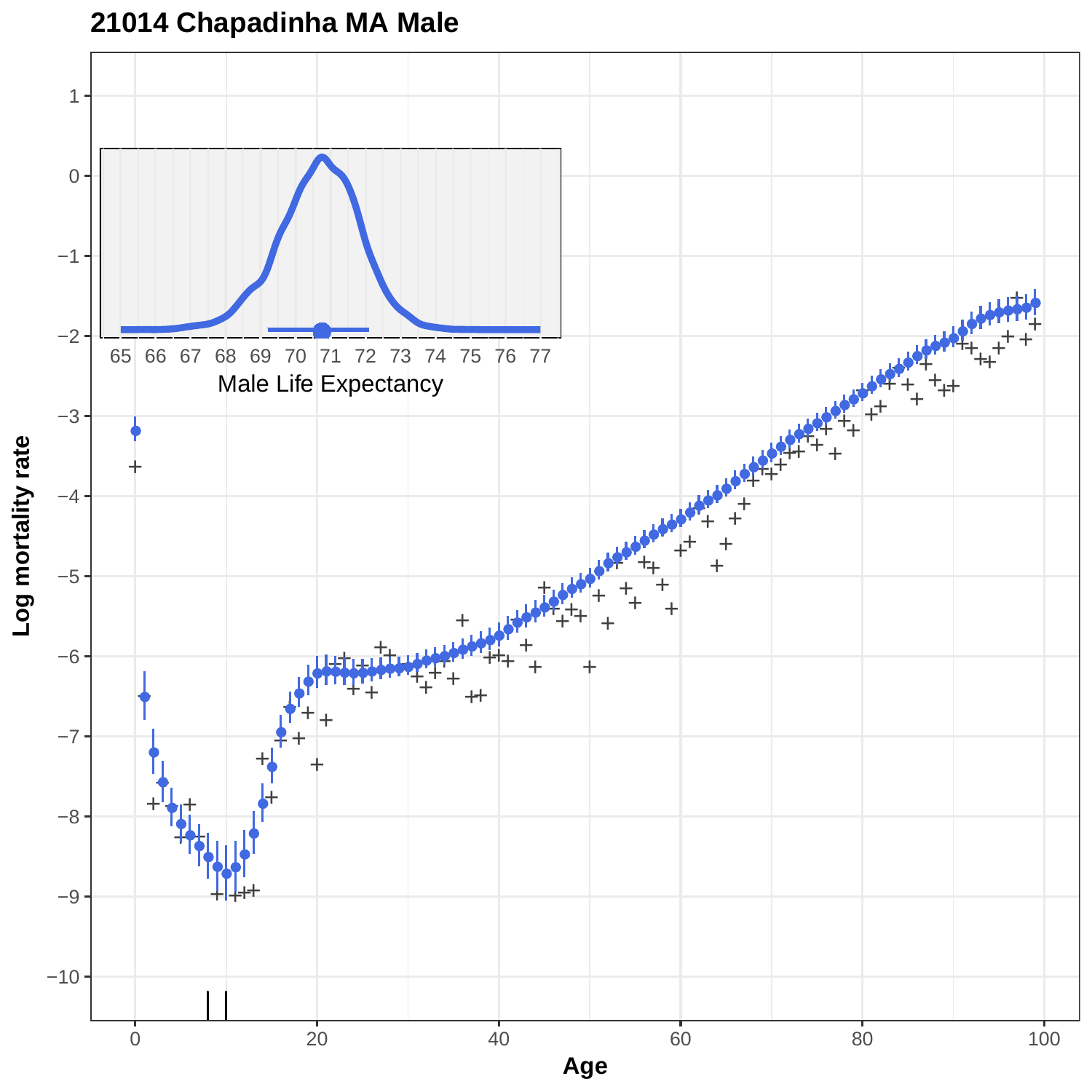# 21014 Chapadinha MA Male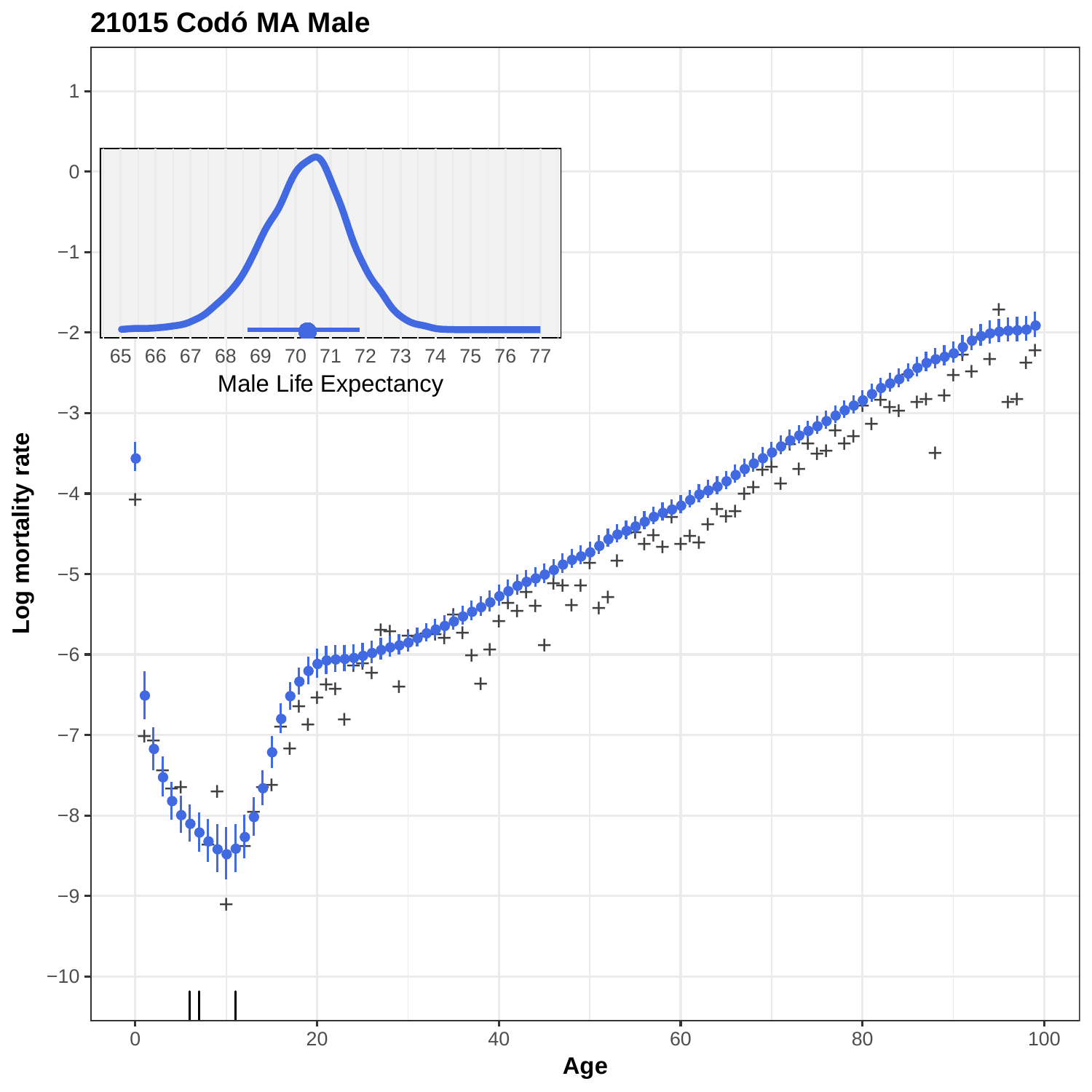**21015 Codó MA Male**

Log mortality rate

Age

Male Life Expectancy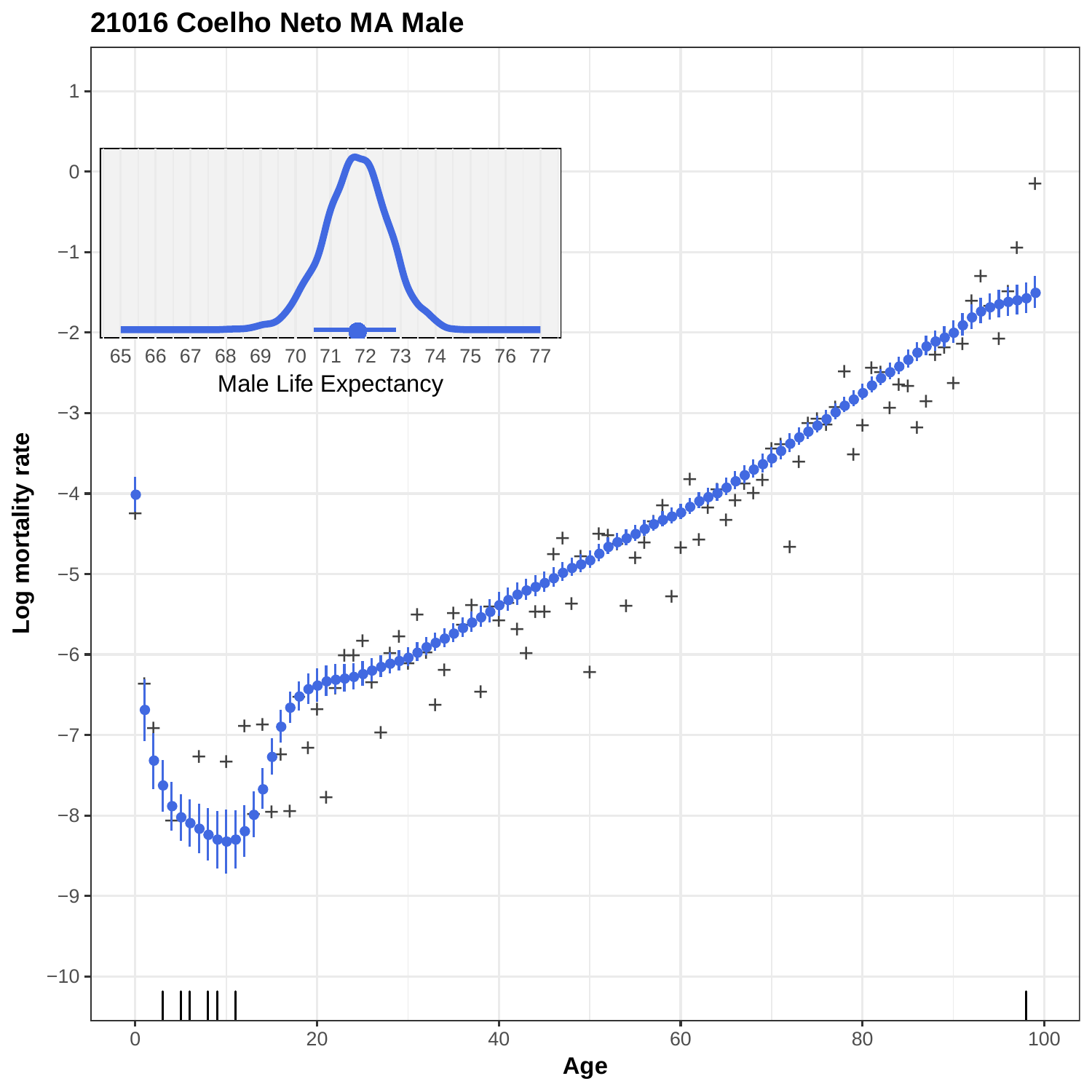## 21016 Coelho Neto MA Male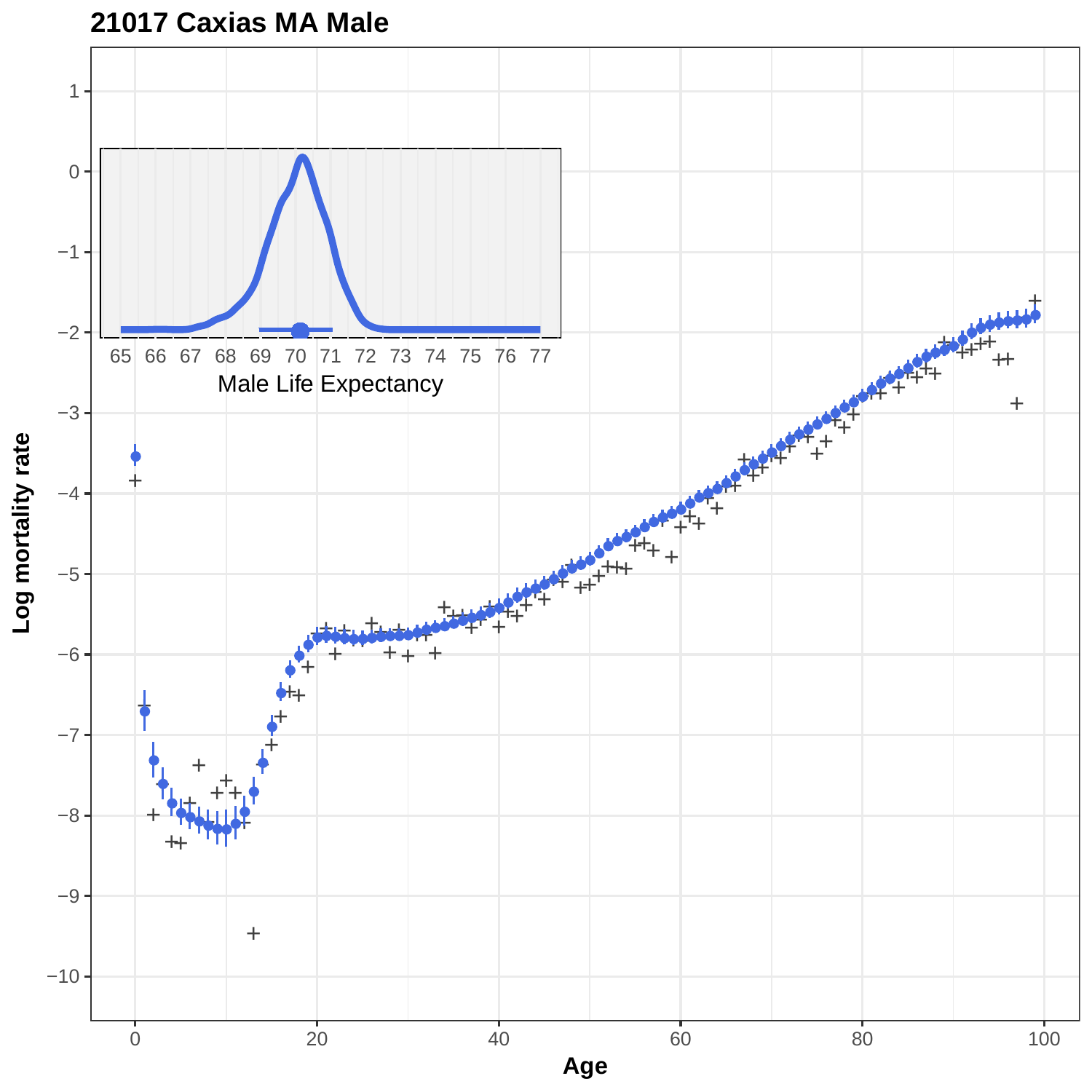**21017 Caxias MA Male**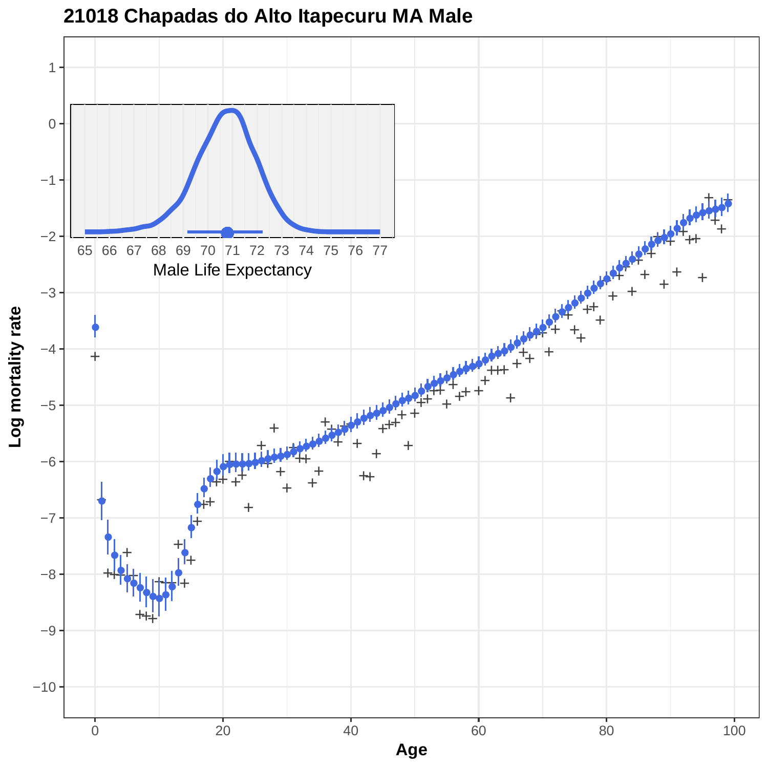# 21018 Chapadas do Alto Itapecuru MA Male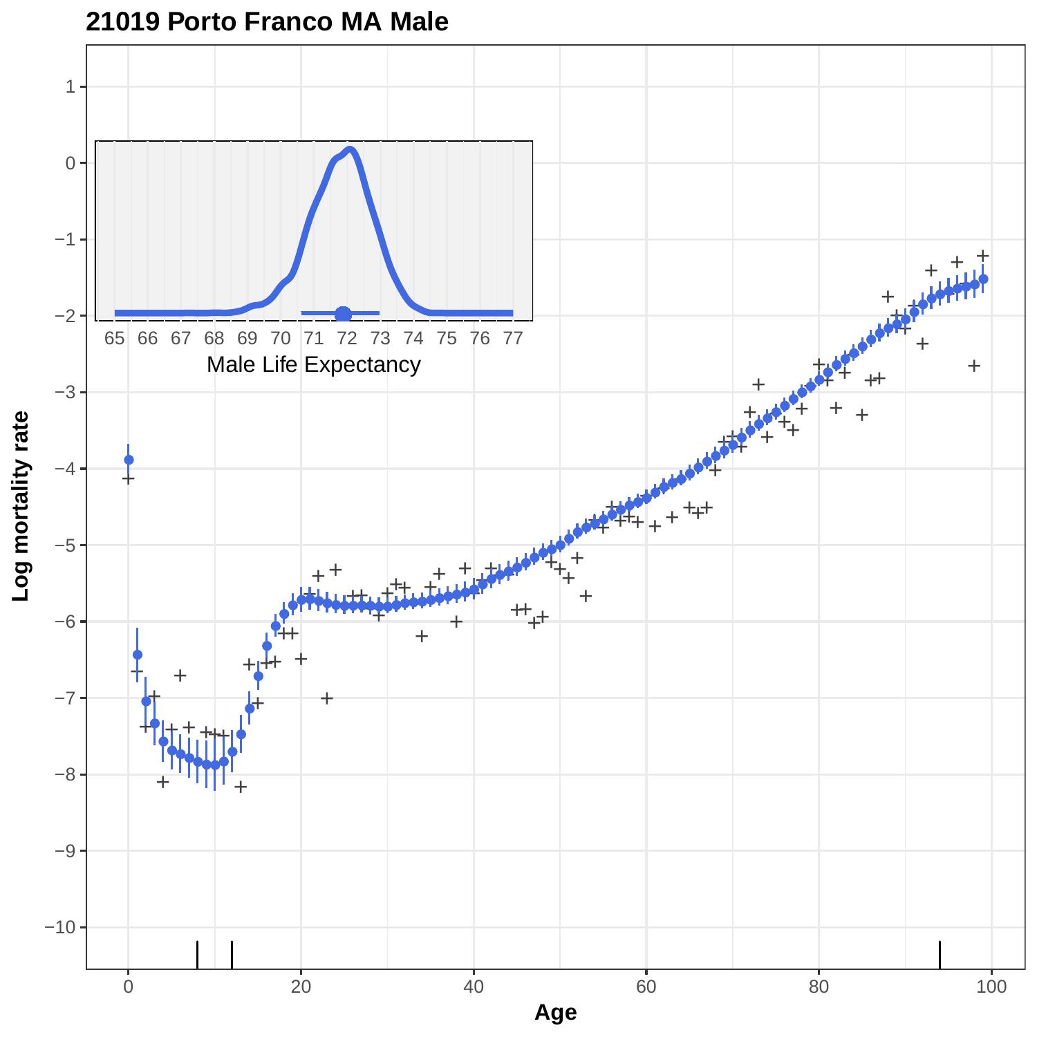## 21019 Porto Franco MA Male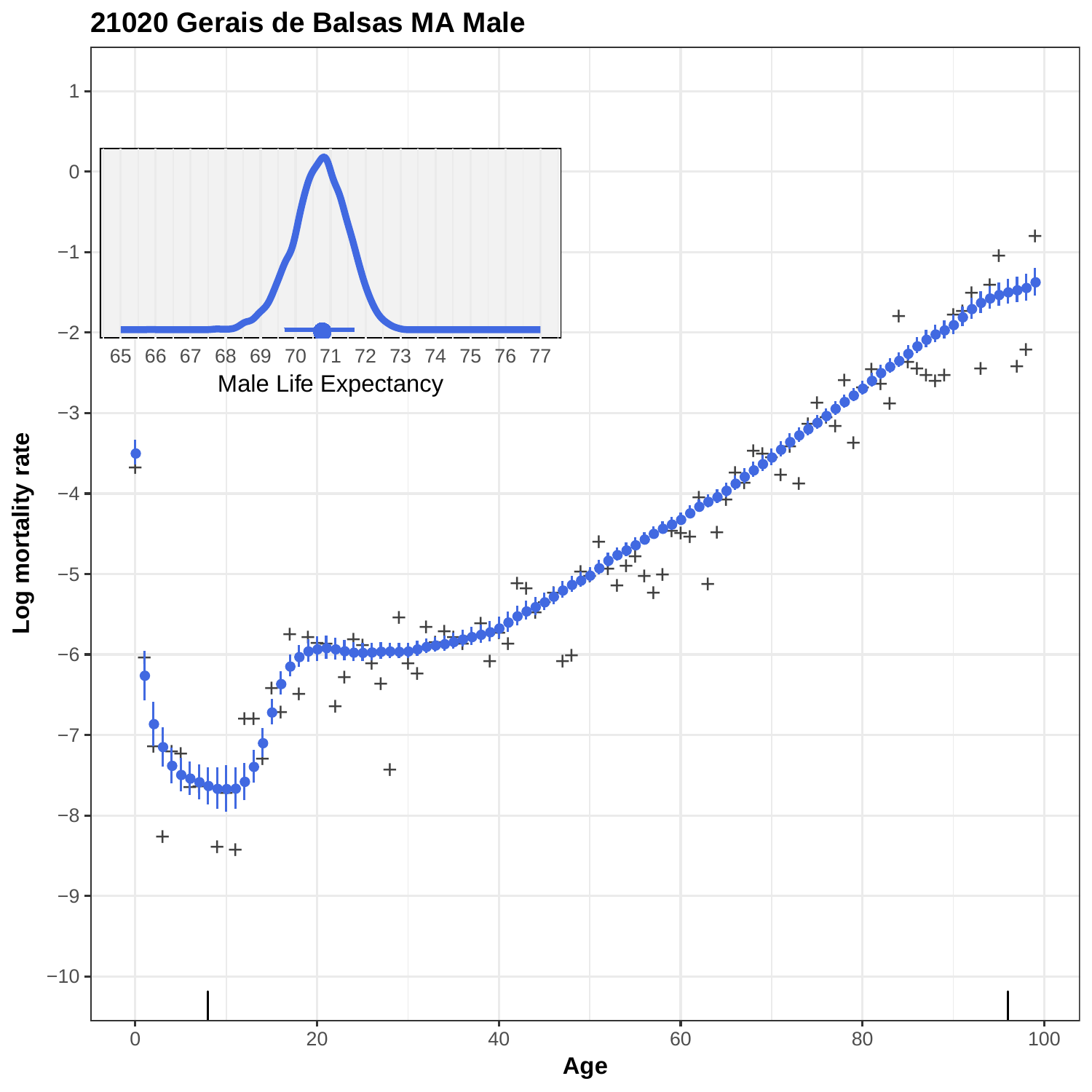# 21020 Gerais de Balsas MA Male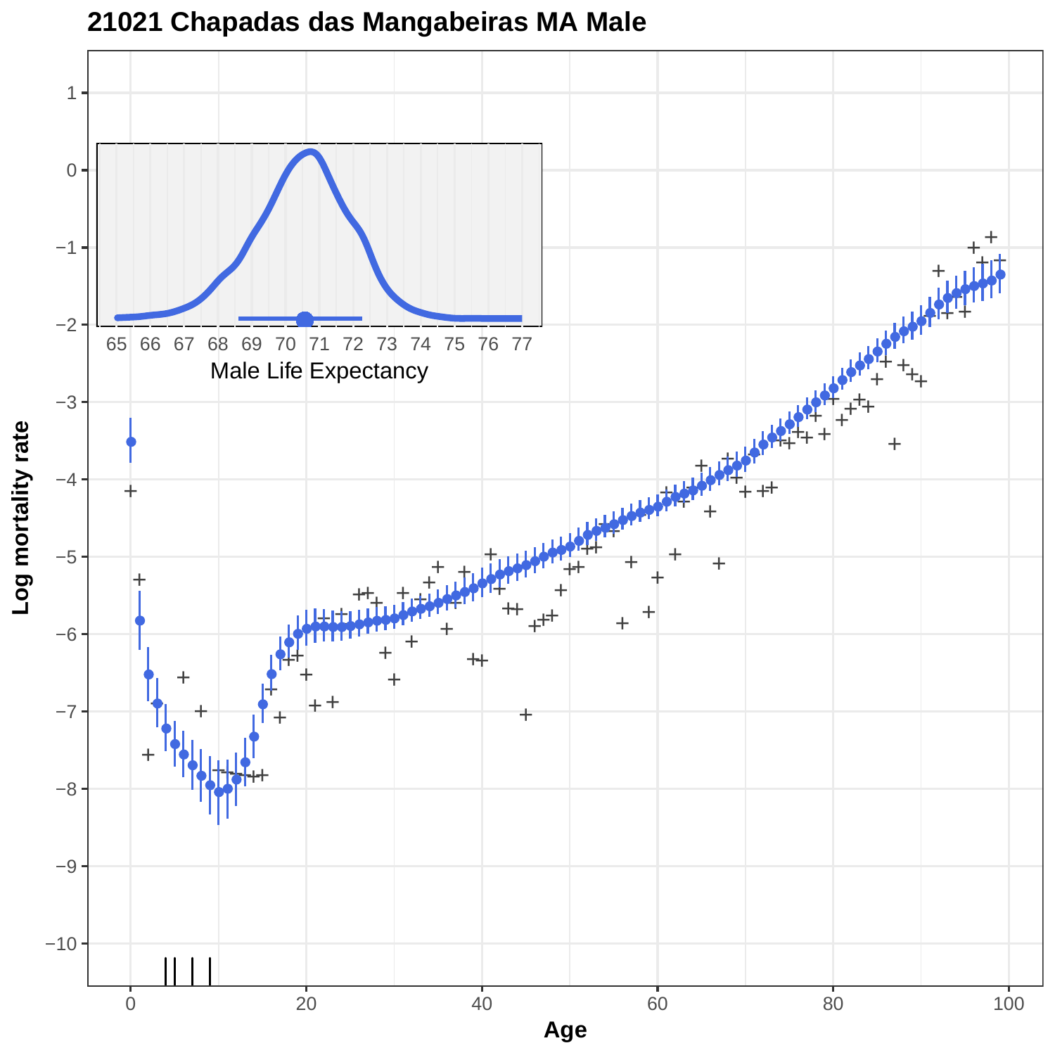# 21021 Chapadas das Mangabeiras MA Male

Log mortality rate

Age

Male Life Expectancy

65 66 67 68 69 70 71 72 73 74 75 76 77

1
0
−1
−2
−3
−4
−5
−6
−7
−8
−9
−10

0 20 40 60 80 100